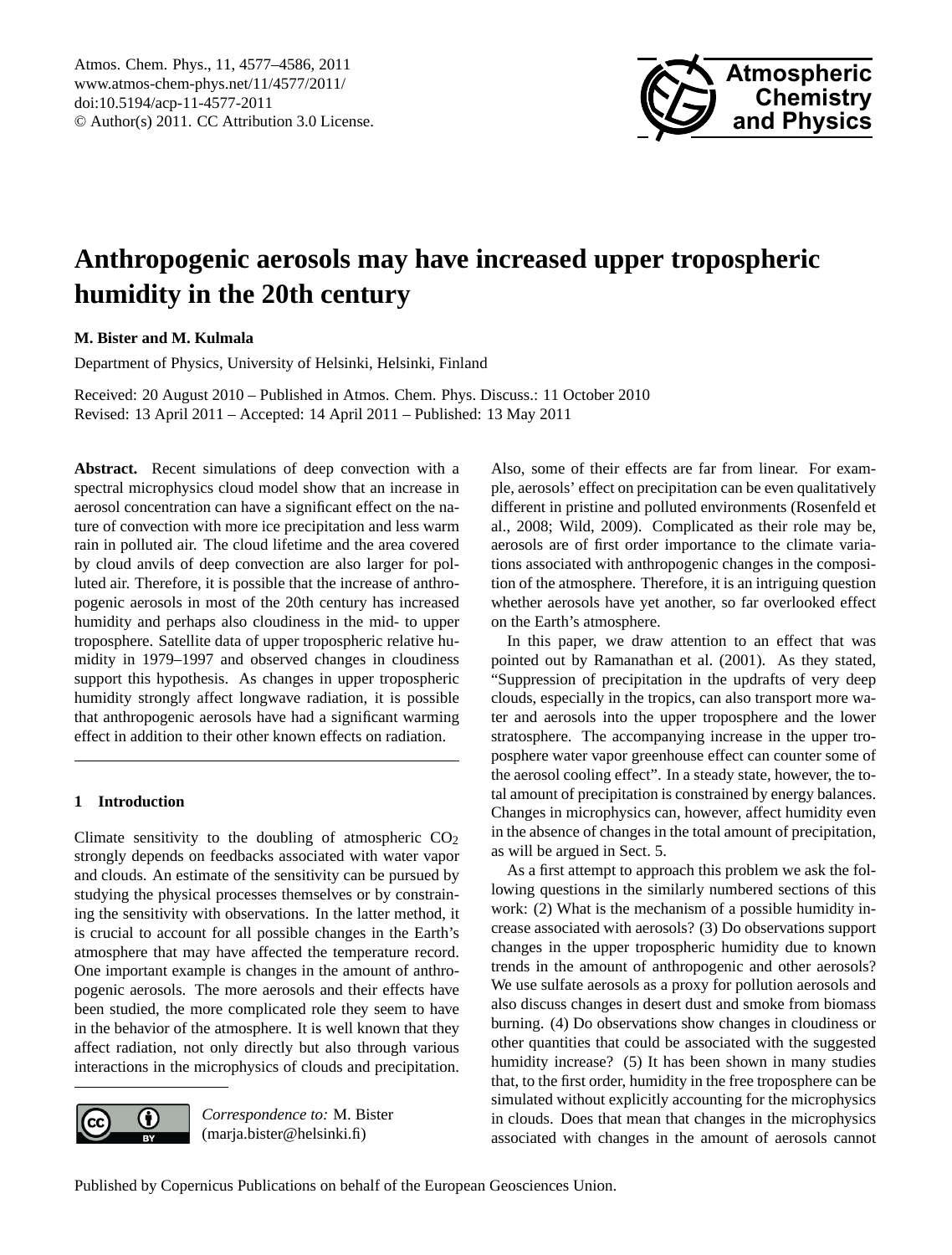# Anthropogenic aerosols may have increased upper tropospheric humidity in the 20th century

**M. Bister and M. Kulmala**

Department of Physics, University of Helsinki, Helsinki, Finland

Received: 20 August 2010 – Published in Atmos. Chem. Phys. Discuss.: 11 October 2010
Revised: 13 April 2011 – Accepted: 14 April 2011 – Published: 13 May 2011

**Abstract.** Recent simulations of deep convection with a spectral microphysics cloud model show that an increase in aerosol concentration can have a significant effect on the nature of convection with more ice precipitation and less warm rain in polluted air. The cloud lifetime and the area covered by cloud anvils of deep convection are also larger for polluted air. Therefore, it is possible that the increase of anthropogenic aerosols in most of the 20th century has increased humidity and perhaps also cloudiness in the mid- to upper troposphere. Satellite data of upper tropospheric relative humidity in 1979–1997 and observed changes in cloudiness support this hypothesis. As changes in upper tropospheric humidity strongly affect longwave radiation, it is possible that anthropogenic aerosols have had a significant warming effect in addition to their other known effects on radiation.

## 1 Introduction

Climate sensitivity to the doubling of atmospheric $CO_2$ strongly depends on feedbacks associated with water vapor and clouds. An estimate of the sensitivity can be pursued by studying the physical processes themselves or by constraining the sensitivity with observations. In the latter method, it is crucial to account for all possible changes in the Earth's atmosphere that may have affected the temperature record. One important example is changes in the amount of anthropogenic aerosols. The more aerosols and their effects have been studied, the more complicated role they seem to have in the behavior of the atmosphere. It is well known that they affect radiation, not only directly but also through various interactions in the microphysics of clouds and precipitation. Also, some of their effects are far from linear. For example, aerosols' effect on precipitation can be even qualitatively different in pristine and polluted environments (Rosenfeld et al., 2008; Wild, 2009). Complicated as their role may be, aerosols are of first order importance to the climate variations associated with anthropogenic changes in the composition of the atmosphere. Therefore, it is an intriguing question whether aerosols have yet another, so far overlooked effect on the Earth's atmosphere.

In this paper, we draw attention to an effect that was pointed out by Ramanathan et al. (2001). As they stated, "Suppression of precipitation in the updrafts of very deep clouds, especially in the tropics, can also transport more water and aerosols into the upper troposphere and the lower stratosphere. The accompanying increase in the upper troposphere water vapor greenhouse effect can counter some of the aerosol cooling effect". In a steady state, however, the total amount of precipitation is constrained by energy balances. Changes in microphysics can, however, affect humidity even in the absence of changes in the total amount of precipitation, as will be argued in Sect. 5.

As a first attempt to approach this problem we ask the following questions in the similarly numbered sections of this work: (2) What is the mechanism of a possible humidity increase associated with aerosols? (3) Do observations support changes in the upper tropospheric humidity due to known trends in the amount of anthropogenic and other aerosols? We use sulfate aerosols as a proxy for pollution aerosols and also discuss changes in desert dust and smoke from biomass burning. (4) Do observations show changes in cloudiness or other quantities that could be associated with the suggested humidity increase? (5) It has been shown in many studies that, to the first order, humidity in the free troposphere can be simulated without explicitly accounting for the microphysics in clouds. Does that mean that changes in the microphysics associated with changes in the amount of aerosols cannot

*Correspondence to:* M. Bister
(marja.bister@helsinki.fi)

Published by Copernicus Publications on behalf of the European Geosciences Union.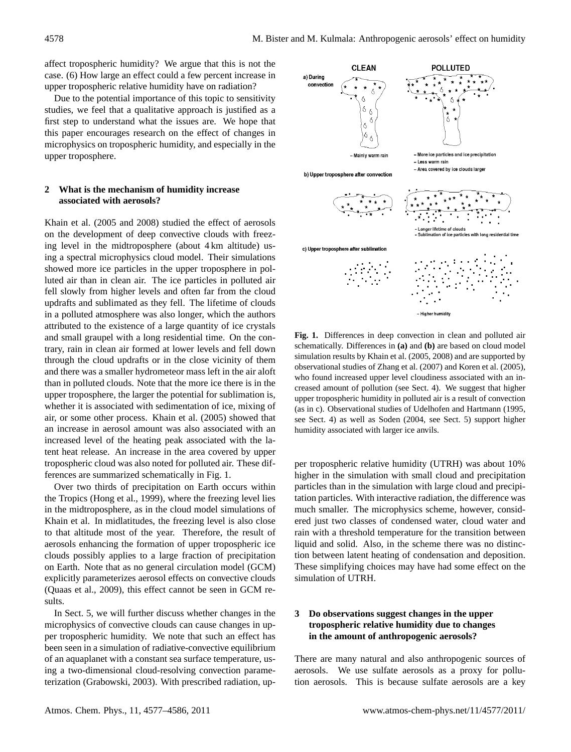affect tropospheric humidity? We argue that this is not the case. (6) How large an effect could a few percent increase in upper tropospheric relative humidity have on radiation?

Due to the potential importance of this topic to sensitivity studies, we feel that a qualitative approach is justified as a first step to understand what the issues are. We hope that this paper encourages research on the effect of changes in microphysics on tropospheric humidity, and especially in the upper troposphere.

## 2 What is the mechanism of humidity increase associated with aerosols?

Khain et al. (2005 and 2008) studied the effect of aerosols on the development of deep convective clouds with freezing level in the midtroposphere (about 4 km altitude) using a spectral microphysics cloud model. Their simulations showed more ice particles in the upper troposphere in polluted air than in clean air. The ice particles in polluted air fell slowly from higher levels and often far from the cloud updrafts and sublimated as they fell. The lifetime of clouds in a polluted atmosphere was also longer, which the authors attributed to the existence of a large quantity of ice crystals and small graupel with a long residential time. On the contrary, rain in clean air formed at lower levels and fell down through the cloud updrafts or in the close vicinity of them and there was a smaller hydrometeor mass left in the air aloft than in polluted clouds. Note that the more ice there is in the upper troposphere, the larger the potential for sublimation is, whether it is associated with sedimentation of ice, mixing of air, or some other process. Khain et al. (2005) showed that an increase in aerosol amount was also associated with an increased level of the heating peak associated with the latent heat release. An increase in the area covered by upper tropospheric cloud was also noted for polluted air. These differences are summarized schematically in Fig. 1.

**Fig. 1.** Differences in deep convection in clean and polluted air schematically. Differences in **(a)** and **(b)** are based on cloud model simulation results by Khain et al. (2005, 2008) and are supported by observational studies of Zhang et al. (2007) and Koren et al. (2005), who found increased upper level cloudiness associated with an increased amount of pollution (see Sect. 4). We suggest that higher upper tropospheric humidity in polluted air is a result of convection (as in c). Observational studies of Udelhofen and Hartmann (1995, see Sect. 4) as well as Soden (2004, see Sect. 5) support higher humidity associated with larger ice anvils.

Over two thirds of precipitation on Earth occurs within the Tropics (Hong et al., 1999), where the freezing level lies in the midtroposphere, as in the cloud model simulations of Khain et al. In midlatitudes, the freezing level is also close to that altitude most of the year. Therefore, the result of aerosols enhancing the formation of upper tropospheric ice clouds possibly applies to a large fraction of precipitation on Earth. Note that as no general circulation model (GCM) explicitly parameterizes aerosol effects on convective clouds (Quaas et al., 2009), this effect cannot be seen in GCM results.

In Sect. 5, we will further discuss whether changes in the microphysics of convective clouds can cause changes in upper tropospheric humidity. We note that such an effect has been seen in a simulation of radiative-convective equilibrium of an aquaplanet with a constant sea surface temperature, using a two-dimensional cloud-resolving convection parameterization (Grabowski, 2003). With prescribed radiation, upper tropospheric relative humidity (UTRH) was about 10% higher in the simulation with small cloud and precipitation particles than in the simulation with large cloud and precipitation particles. With interactive radiation, the difference was much smaller. The microphysics scheme, however, considered just two classes of condensed water, cloud water and rain with a threshold temperature for the transition between liquid and solid. Also, in the scheme there was no distinction between latent heating of condensation and deposition. These simplifying choices may have had some effect on the simulation of UTRH.

## 3 Do observations suggest changes in the upper tropospheric relative humidity due to changes in the amount of anthropogenic aerosols?

There are many natural and also anthropogenic sources of aerosols. We use sulfate aerosols as a proxy for pollution aerosols. This is because sulfate aerosols are a key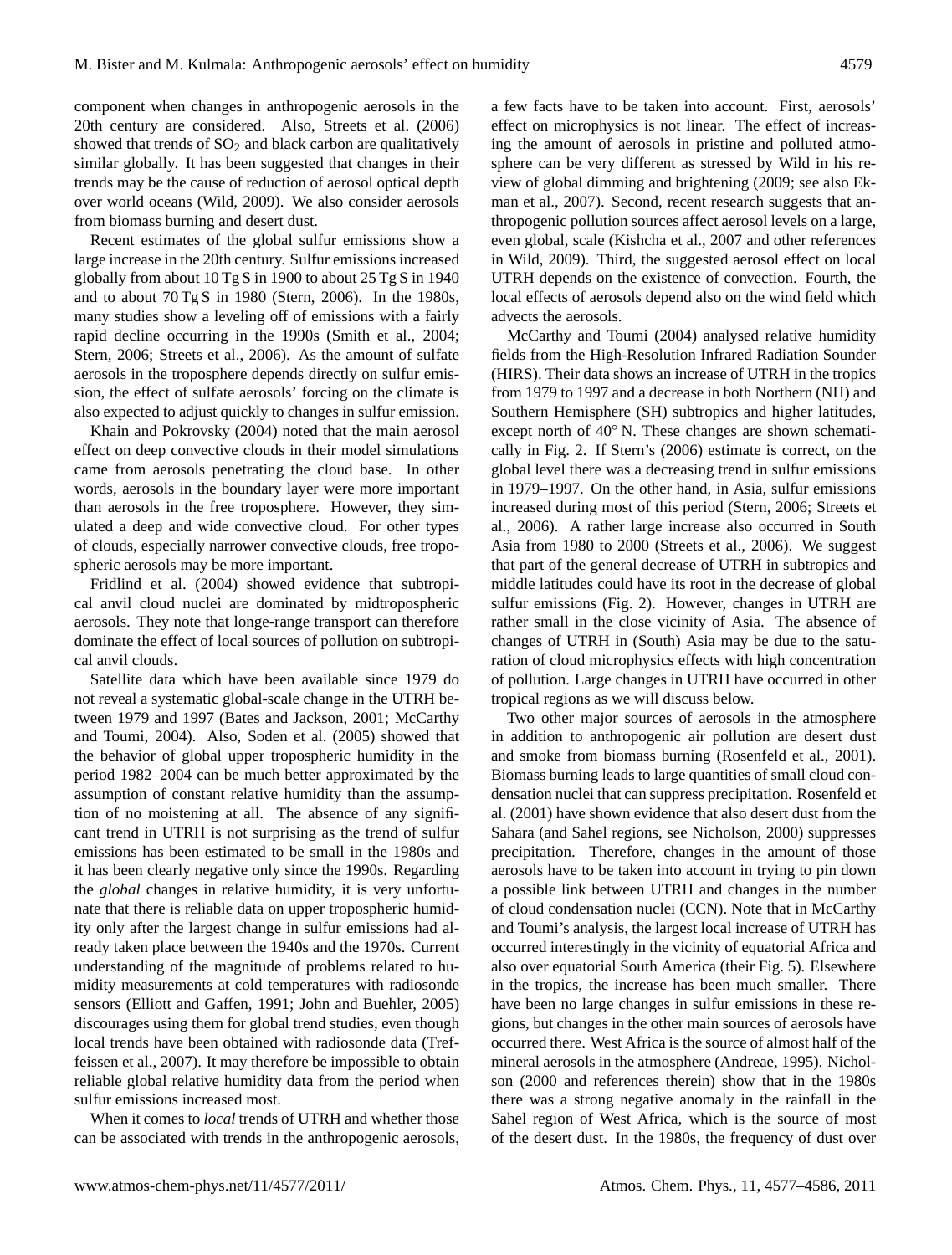component when changes in anthropogenic aerosols in the 20th century are considered. Also, Streets et al. (2006) showed that trends of $SO_2$ and black carbon are qualitatively similar globally. It has been suggested that changes in their trends may be the cause of reduction of aerosol optical depth over world oceans (Wild, 2009). We also consider aerosols from biomass burning and desert dust.

Recent estimates of the global sulfur emissions show a large increase in the 20th century. Sulfur emissions increased globally from about 10 Tg S in 1900 to about 25 Tg S in 1940 and to about 70 Tg S in 1980 (Stern, 2006). In the 1980s, many studies show a leveling off of emissions with a fairly rapid decline occurring in the 1990s (Smith et al., 2004; Stern, 2006; Streets et al., 2006). As the amount of sulfate aerosols in the troposphere depends directly on sulfur emission, the effect of sulfate aerosols' forcing on the climate is also expected to adjust quickly to changes in sulfur emission.

Khain and Pokrovsky (2004) noted that the main aerosol effect on deep convective clouds in their model simulations came from aerosols penetrating the cloud base. In other words, aerosols in the boundary layer were more important than aerosols in the free troposphere. However, they simulated a deep and wide convective cloud. For other types of clouds, especially narrower convective clouds, free tropospheric aerosols may be more important.

Fridlind et al. (2004) showed evidence that subtropical anvil cloud nuclei are dominated by midtropospheric aerosols. They note that longe-range transport can therefore dominate the effect of local sources of pollution on subtropical anvil clouds.

Satellite data which have been available since 1979 do not reveal a systematic global-scale change in the UTRH between 1979 and 1997 (Bates and Jackson, 2001; McCarthy and Toumi, 2004). Also, Soden et al. (2005) showed that the behavior of global upper tropospheric humidity in the period 1982–2004 can be much better approximated by the assumption of constant relative humidity than the assumption of no moistening at all. The absence of any significant trend in UTRH is not surprising as the trend of sulfur emissions has been estimated to be small in the 1980s and it has been clearly negative only since the 1990s. Regarding the *global* changes in relative humidity, it is very unfortunate that there is reliable data on upper tropospheric humidity only after the largest change in sulfur emissions had already taken place between the 1940s and the 1970s. Current understanding of the magnitude of problems related to humidity measurements at cold temperatures with radiosonde sensors (Elliott and Gaffen, 1991; John and Buehler, 2005) discourages using them for global trend studies, even though local trends have been obtained with radiosonde data (Treffeissen et al., 2007). It may therefore be impossible to obtain reliable global relative humidity data from the period when sulfur emissions increased most.

When it comes to *local* trends of UTRH and whether those can be associated with trends in the anthropogenic aerosols, a few facts have to be taken into account. First, aerosols' effect on microphysics is not linear. The effect of increasing the amount of aerosols in pristine and polluted atmosphere can be very different as stressed by Wild in his review of global dimming and brightening (2009; see also Ekman et al., 2007). Second, recent research suggests that anthropogenic pollution sources affect aerosol levels on a large, even global, scale (Kishcha et al., 2007 and other references in Wild, 2009). Third, the suggested aerosol effect on local UTRH depends on the existence of convection. Fourth, the local effects of aerosols depend also on the wind field which advects the aerosols.

McCarthy and Toumi (2004) analysed relative humidity fields from the High-Resolution Infrared Radiation Sounder (HIRS). Their data shows an increase of UTRH in the tropics from 1979 to 1997 and a decrease in both Northern (NH) and Southern Hemisphere (SH) subtropics and higher latitudes, except north of 40° N. These changes are shown schematically in Fig. 2. If Stern's (2006) estimate is correct, on the global level there was a decreasing trend in sulfur emissions in 1979–1997. On the other hand, in Asia, sulfur emissions increased during most of this period (Stern, 2006; Streets et al., 2006). A rather large increase also occurred in South Asia from 1980 to 2000 (Streets et al., 2006). We suggest that part of the general decrease of UTRH in subtropics and middle latitudes could have its root in the decrease of global sulfur emissions (Fig. 2). However, changes in UTRH are rather small in the close vicinity of Asia. The absence of changes of UTRH in (South) Asia may be due to the saturation of cloud microphysics effects with high concentration of pollution. Large changes in UTRH have occurred in other tropical regions as we will discuss below.

Two other major sources of aerosols in the atmosphere in addition to anthropogenic air pollution are desert dust and smoke from biomass burning (Rosenfeld et al., 2001). Biomass burning leads to large quantities of small cloud condensation nuclei that can suppress precipitation. Rosenfeld et al. (2001) have shown evidence that also desert dust from the Sahara (and Sahel regions, see Nicholson, 2000) suppresses precipitation. Therefore, changes in the amount of those aerosols have to be taken into account in trying to pin down a possible link between UTRH and changes in the number of cloud condensation nuclei (CCN). Note that in McCarthy and Toumi's analysis, the largest local increase of UTRH has occurred interestingly in the vicinity of equatorial Africa and also over equatorial South America (their Fig. 5). Elsewhere in the tropics, the increase has been much smaller. There have been no large changes in sulfur emissions in these regions, but changes in the other main sources of aerosols have occurred there. West Africa is the source of almost half of the mineral aerosols in the atmosphere (Andreae, 1995). Nicholson (2000 and references therein) show that in the 1980s there was a strong negative anomaly in the rainfall in the Sahel region of West Africa, which is the source of most of the desert dust. In the 1980s, the frequency of dust over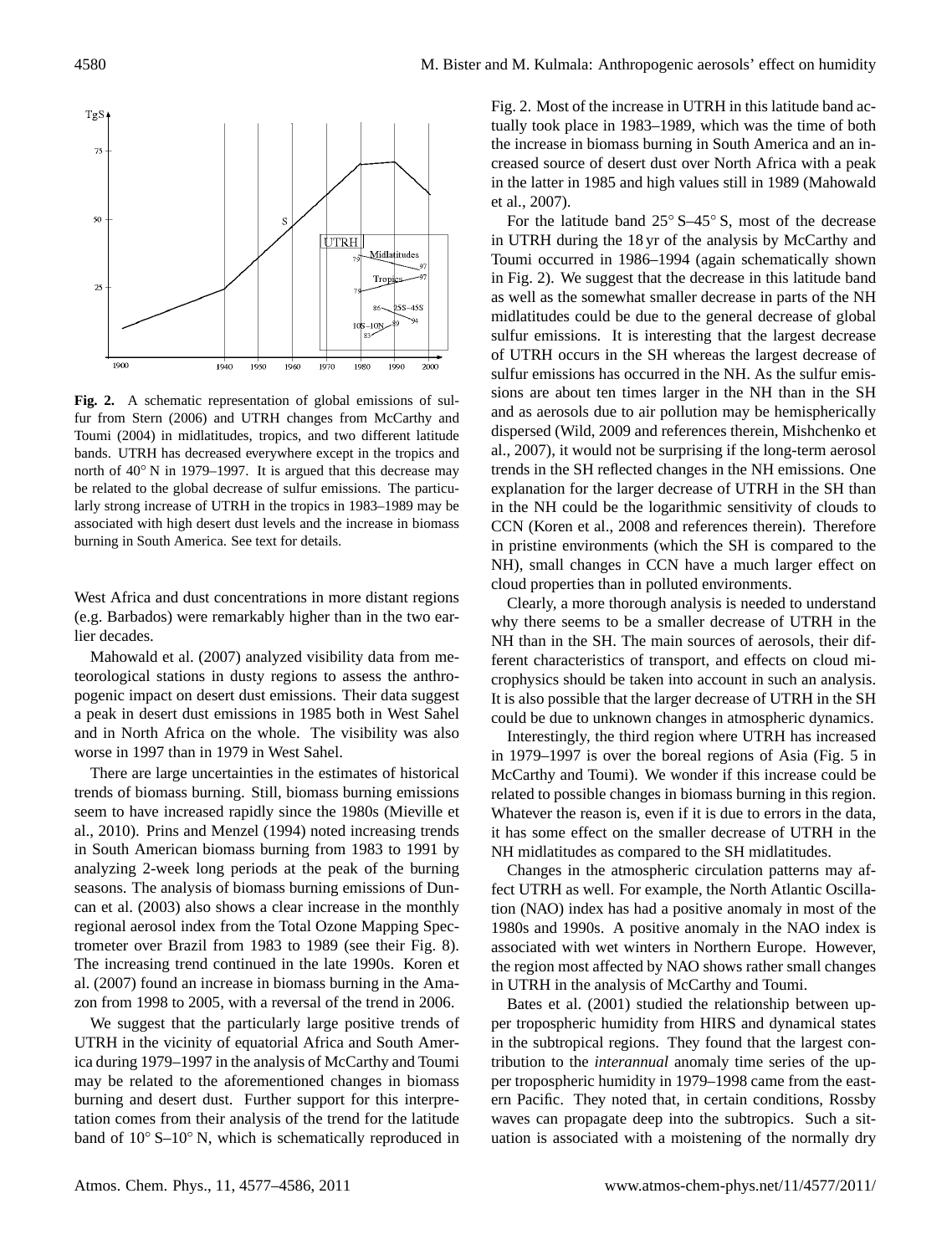TgS

75

50

25

1900 1940 1950 1960 1970 1980 1990 2000

S

UTRH

Midlatitudes

79 97

Tropics 97

79

86 25S–45S

10S–10N 89 94

83

**Fig. 2.** A schematic representation of global emissions of sulfur from Stern (2006) and UTRH changes from McCarthy and Toumi (2004) in midlatitudes, tropics, and two different latitude bands. UTRH has decreased everywhere except in the tropics and north of 40° N in 1979–1997. It is argued that this decrease may be related to the global decrease of sulfur emissions. The particularly strong increase of UTRH in the tropics in 1983–1989 may be associated with high desert dust levels and the increase in biomass burning in South America. See text for details.

West Africa and dust concentrations in more distant regions (e.g. Barbados) were remarkably higher than in the two earlier decades.

Mahowald et al. (2007) analyzed visibility data from meteorological stations in dusty regions to assess the anthropogenic impact on desert dust emissions. Their data suggest a peak in desert dust emissions in 1985 both in West Sahel and in North Africa on the whole. The visibility was also worse in 1997 than in 1979 in West Sahel.

There are large uncertainties in the estimates of historical trends of biomass burning. Still, biomass burning emissions seem to have increased rapidly since the 1980s (Mieville et al., 2010). Prins and Menzel (1994) noted increasing trends in South American biomass burning from 1983 to 1991 by analyzing 2-week long periods at the peak of the burning seasons. The analysis of biomass burning emissions of Duncan et al. (2003) also shows a clear increase in the monthly regional aerosol index from the Total Ozone Mapping Spectrometer over Brazil from 1983 to 1989 (see their Fig. 8). The increasing trend continued in the late 1990s. Koren et al. (2007) found an increase in biomass burning in the Amazon from 1998 to 2005, with a reversal of the trend in 2006.

We suggest that the particularly large positive trends of UTRH in the vicinity of equatorial Africa and South America during 1979–1997 in the analysis of McCarthy and Toumi may be related to the aforementioned changes in biomass burning and desert dust. Further support for this interpretation comes from their analysis of the trend for the latitude band of 10° S–10° N, which is schematically reproduced in Fig. 2. Most of the increase in UTRH in this latitude band actually took place in 1983–1989, which was the time of both the increase in biomass burning in South America and an increased source of desert dust over North Africa with a peak in the latter in 1985 and high values still in 1989 (Mahowald et al., 2007).

For the latitude band 25° S–45° S, most of the decrease in UTRH during the 18 yr of the analysis by McCarthy and Toumi occurred in 1986–1994 (again schematically shown in Fig. 2). We suggest that the decrease in this latitude band as well as the somewhat smaller decrease in parts of the NH midlatitudes could be due to the general decrease of global sulfur emissions. It is interesting that the largest decrease of UTRH occurs in the SH whereas the largest decrease of sulfur emissions has occurred in the NH. As the sulfur emissions are about ten times larger in the NH than in the SH and as aerosols due to air pollution may be hemispherically dispersed (Wild, 2009 and references therein, Mishchenko et al., 2007), it would not be surprising if the long-term aerosol trends in the SH reflected changes in the NH emissions. One explanation for the larger decrease of UTRH in the SH than in the NH could be the logarithmic sensitivity of clouds to CCN (Koren et al., 2008 and references therein). Therefore in pristine environments (which the SH is compared to the NH), small changes in CCN have a much larger effect on cloud properties than in polluted environments.

Clearly, a more thorough analysis is needed to understand why there seems to be a smaller decrease of UTRH in the NH than in the SH. The main sources of aerosols, their different characteristics of transport, and effects on cloud microphysics should be taken into account in such an analysis. It is also possible that the larger decrease of UTRH in the SH could be due to unknown changes in atmospheric dynamics.

Interestingly, the third region where UTRH has increased in 1979–1997 is over the boreal regions of Asia (Fig. 5 in McCarthy and Toumi). We wonder if this increase could be related to possible changes in biomass burning in this region. Whatever the reason is, even if it is due to errors in the data, it has some effect on the smaller decrease of UTRH in the NH midlatitudes as compared to the SH midlatitudes.

Changes in the atmospheric circulation patterns may affect UTRH as well. For example, the North Atlantic Oscillation (NAO) index has had a positive anomaly in most of the 1980s and 1990s. A positive anomaly in the NAO index is associated with wet winters in Northern Europe. However, the region most affected by NAO shows rather small changes in UTRH in the analysis of McCarthy and Toumi.

Bates et al. (2001) studied the relationship between upper tropospheric humidity from HIRS and dynamical states in the subtropical regions. They found that the largest contribution to the *interannual* anomaly time series of the upper tropospheric humidity in 1979–1998 came from the eastern Pacific. They noted that, in certain conditions, Rossby waves can propagate deep into the subtropics. Such a situation is associated with a moistening of the normally dry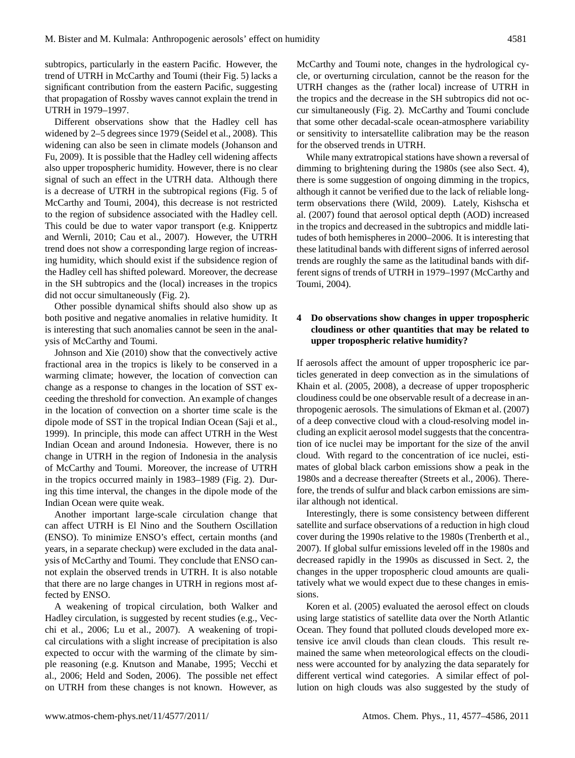subtropics, particularly in the eastern Pacific. However, the trend of UTRH in McCarthy and Toumi (their Fig. 5) lacks a significant contribution from the eastern Pacific, suggesting that propagation of Rossby waves cannot explain the trend in UTRH in 1979–1997.

Different observations show that the Hadley cell has widened by 2–5 degrees since 1979 (Seidel et al., 2008). This widening can also be seen in climate models (Johanson and Fu, 2009). It is possible that the Hadley cell widening affects also upper tropospheric humidity. However, there is no clear signal of such an effect in the UTRH data. Although there is a decrease of UTRH in the subtropical regions (Fig. 5 of McCarthy and Toumi, 2004), this decrease is not restricted to the region of subsidence associated with the Hadley cell. This could be due to water vapor transport (e.g. Knippertz and Wernli, 2010; Cau et al., 2007). However, the UTRH trend does not show a corresponding large region of increasing humidity, which should exist if the subsidence region of the Hadley cell has shifted poleward. Moreover, the decrease in the SH subtropics and the (local) increases in the tropics did not occur simultaneously (Fig. 2).

Other possible dynamical shifts should also show up as both positive and negative anomalies in relative humidity. It is interesting that such anomalies cannot be seen in the analysis of McCarthy and Toumi.

Johnson and Xie (2010) show that the convectively active fractional area in the tropics is likely to be conserved in a warming climate; however, the location of convection can change as a response to changes in the location of SST exceeding the threshold for convection. An example of changes in the location of convection on a shorter time scale is the dipole mode of SST in the tropical Indian Ocean (Saji et al., 1999). In principle, this mode can affect UTRH in the West Indian Ocean and around Indonesia. However, there is no change in UTRH in the region of Indonesia in the analysis of McCarthy and Toumi. Moreover, the increase of UTRH in the tropics occurred mainly in 1983–1989 (Fig. 2). During this time interval, the changes in the dipole mode of the Indian Ocean were quite weak.

Another important large-scale circulation change that can affect UTRH is El Nino and the Southern Oscillation (ENSO). To minimize ENSO's effect, certain months (and years, in a separate checkup) were excluded in the data analysis of McCarthy and Toumi. They conclude that ENSO cannot explain the observed trends in UTRH. It is also notable that there are no large changes in UTRH in regions most affected by ENSO.

A weakening of tropical circulation, both Walker and Hadley circulation, is suggested by recent studies (e.g., Vecchi et al., 2006; Lu et al., 2007). A weakening of tropical circulations with a slight increase of precipitation is also expected to occur with the warming of the climate by simple reasoning (e.g. Knutson and Manabe, 1995; Vecchi et al., 2006; Held and Soden, 2006). The possible net effect on UTRH from these changes is not known. However, as McCarthy and Toumi note, changes in the hydrological cycle, or overturning circulation, cannot be the reason for the UTRH changes as the (rather local) increase of UTRH in the tropics and the decrease in the SH subtropics did not occur simultaneously (Fig. 2). McCarthy and Toumi conclude that some other decadal-scale ocean-atmosphere variability or sensitivity to intersatellite calibration may be the reason for the observed trends in UTRH.

While many extratropical stations have shown a reversal of dimming to brightening during the 1980s (see also Sect. 4), there is some suggestion of ongoing dimming in the tropics, although it cannot be verified due to the lack of reliable long-term observations there (Wild, 2009). Lately, Kishscha et al. (2007) found that aerosol optical depth (AOD) increased in the tropics and decreased in the subtropics and middle latitudes of both hemispheres in 2000–2006. It is interesting that these latitudinal bands with different signs of inferred aerosol trends are roughly the same as the latitudinal bands with different signs of trends of UTRH in 1979–1997 (McCarthy and Toumi, 2004).

## 4 Do observations show changes in upper tropospheric cloudiness or other quantities that may be related to upper tropospheric relative humidity?

If aerosols affect the amount of upper tropospheric ice particles generated in deep convection as in the simulations of Khain et al. (2005, 2008), a decrease of upper tropospheric cloudiness could be one observable result of a decrease in anthropogenic aerosols. The simulations of Ekman et al. (2007) of a deep convective cloud with a cloud-resolving model including an explicit aerosol model suggests that the concentration of ice nuclei may be important for the size of the anvil cloud. With regard to the concentration of ice nuclei, estimates of global black carbon emissions show a peak in the 1980s and a decrease thereafter (Streets et al., 2006). Therefore, the trends of sulfur and black carbon emissions are similar although not identical.

Interestingly, there is some consistency between different satellite and surface observations of a reduction in high cloud cover during the 1990s relative to the 1980s (Trenberth et al., 2007). If global sulfur emissions leveled off in the 1980s and decreased rapidly in the 1990s as discussed in Sect. 2, the changes in the upper tropospheric cloud amounts are qualitatively what we would expect due to these changes in emissions.

Koren et al. (2005) evaluated the aerosol effect on clouds using large statistics of satellite data over the North Atlantic Ocean. They found that polluted clouds developed more extensive ice anvil clouds than clean clouds. This result remained the same when meteorological effects on the cloudiness were accounted for by analyzing the data separately for different vertical wind categories. A similar effect of pollution on high clouds was also suggested by the study of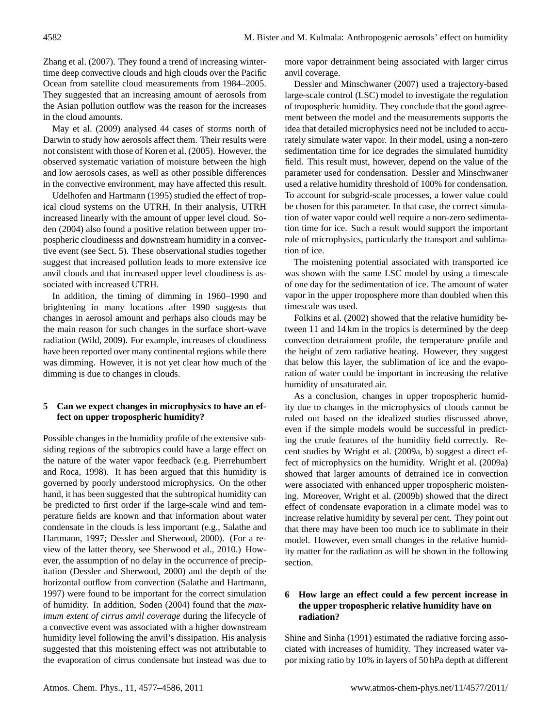Zhang et al. (2007). They found a trend of increasing wintertime deep convective clouds and high clouds over the Pacific Ocean from satellite cloud measurements from 1984–2005. They suggested that an increasing amount of aerosols from the Asian pollution outflow was the reason for the increases in the cloud amounts.

May et al. (2009) analysed 44 cases of storms north of Darwin to study how aerosols affect them. Their results were not consistent with those of Koren et al. (2005). However, the observed systematic variation of moisture between the high and low aerosols cases, as well as other possible differences in the convective environment, may have affected this result.

Udelhofen and Hartmann (1995) studied the effect of tropical cloud systems on the UTRH. In their analysis, UTRH increased linearly with the amount of upper level cloud. Soden (2004) also found a positive relation between upper tropospheric cloudinesss and downstream humidity in a convective event (see Sect. 5). These observational studies together suggest that increased pollution leads to more extensive ice anvil clouds and that increased upper level cloudiness is associated with increased UTRH.

In addition, the timing of dimming in 1960–1990 and brightening in many locations after 1990 suggests that changes in aerosol amount and perhaps also clouds may be the main reason for such changes in the surface short-wave radiation (Wild, 2009). For example, increases of cloudiness have been reported over many continental regions while there was dimming. However, it is not yet clear how much of the dimming is due to changes in clouds.

## 5 Can we expect changes in microphysics to have an effect on upper tropospheric humidity?

Possible changes in the humidity profile of the extensive subsiding regions of the subtropics could have a large effect on the nature of the water vapor feedback (e.g. Pierrehumbert and Roca, 1998). It has been argued that this humidity is governed by poorly understood microphysics. On the other hand, it has been suggested that the subtropical humidity can be predicted to first order if the large-scale wind and temperature fields are known and that information about water condensate in the clouds is less important (e.g., Salathe and Hartmann, 1997; Dessler and Sherwood, 2000). (For a review of the latter theory, see Sherwood et al., 2010.) However, the assumption of no delay in the occurrence of precipitation (Dessler and Sherwood, 2000) and the depth of the horizontal outflow from convection (Salathe and Hartmann, 1997) were found to be important for the correct simulation of humidity. In addition, Soden (2004) found that the *maximum extent of cirrus anvil coverage* during the lifecycle of a convective event was associated with a higher downstream humidity level following the anvil's dissipation. His analysis suggested that this moistening effect was not attributable to the evaporation of cirrus condensate but instead was due to more vapor detrainment being associated with larger cirrus anvil coverage.

Dessler and Minschwaner (2007) used a trajectory-based large-scale control (LSC) model to investigate the regulation of tropospheric humidity. They conclude that the good agreement between the model and the measurements supports the idea that detailed microphysics need not be included to accurately simulate water vapor. In their model, using a non-zero sedimentation time for ice degrades the simulated humidity field. This result must, however, depend on the value of the parameter used for condensation. Dessler and Minschwaner used a relative humidity threshold of 100% for condensation. To account for subgrid-scale processes, a lower value could be chosen for this parameter. In that case, the correct simulation of water vapor could well require a non-zero sedimentation time for ice. Such a result would support the important role of microphysics, particularly the transport and sublimation of ice.

The moistening potential associated with transported ice was shown with the same LSC model by using a timescale of one day for the sedimentation of ice. The amount of water vapor in the upper troposphere more than doubled when this timescale was used.

Folkins et al. (2002) showed that the relative humidity between 11 and 14 km in the tropics is determined by the deep convection detrainment profile, the temperature profile and the height of zero radiative heating. However, they suggest that below this layer, the sublimation of ice and the evaporation of water could be important in increasing the relative humidity of unsaturated air.

As a conclusion, changes in upper tropospheric humidity due to changes in the microphysics of clouds cannot be ruled out based on the idealized studies discussed above, even if the simple models would be successful in predicting the crude features of the humidity field correctly. Recent studies by Wright et al. (2009a, b) suggest a direct effect of microphysics on the humidity. Wright et al. (2009a) showed that larger amounts of detrained ice in convection were associated with enhanced upper tropospheric moistening. Moreover, Wright et al. (2009b) showed that the direct effect of condensate evaporation in a climate model was to increase relative humidity by several per cent. They point out that there may have been too much ice to sublimate in their model. However, even small changes in the relative humidity matter for the radiation as will be shown in the following section.

## 6 How large an effect could a few percent increase in the upper tropospheric relative humidity have on radiation?

Shine and Sinha (1991) estimated the radiative forcing associated with increases of humidity. They increased water vapor mixing ratio by 10% in layers of 50 hPa depth at different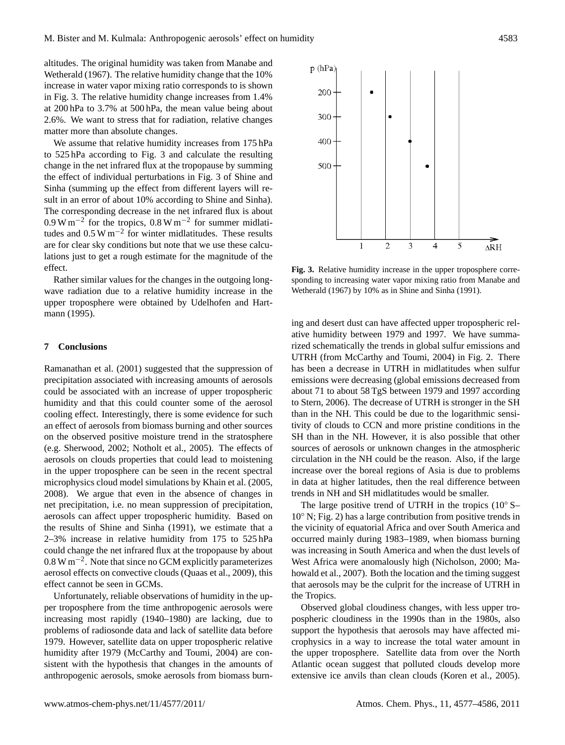altitudes. The original humidity was taken from Manabe and Wetherald (1967). The relative humidity change that the 10% increase in water vapor mixing ratio corresponds to is shown in Fig. 3. The relative humidity change increases from 1.4% at 200 hPa to 3.7% at 500 hPa, the mean value being about 2.6%. We want to stress that for radiation, relative changes matter more than absolute changes.

We assume that relative humidity increases from 175 hPa to 525 hPa according to Fig. 3 and calculate the resulting change in the net infrared flux at the tropopause by summing the effect of individual perturbations in Fig. 3 of Shine and Sinha (summing up the effect from different layers will result in an error of about 10% according to Shine and Sinha). The corresponding decrease in the net infrared flux is about $0.9\,\mathrm{W\,m^{-2}}$ for the tropics, $0.8\,\mathrm{W\,m^{-2}}$ for summer midlatitudes and $0.5\,\mathrm{W\,m^{-2}}$ for winter midlatitudes. These results are for clear sky conditions but note that we use these calculations just to get a rough estimate for the magnitude of the effect.

Rather similar values for the changes in the outgoing longwave radiation due to a relative humidity increase in the upper troposphere were obtained by Udelhofen and Hartmann (1995).

**Fig. 3.** Relative humidity increase in the upper troposphere corresponding to increasing water vapor mixing ratio from Manabe and Wetherald (1967) by 10% as in Shine and Sinha (1991).

## 7 Conclusions

Ramanathan et al. (2001) suggested that the suppression of precipitation associated with increasing amounts of aerosols could be associated with an increase of upper tropospheric humidity and that this could counter some of the aerosol cooling effect. Interestingly, there is some evidence for such an effect of aerosols from biomass burning and other sources on the observed positive moisture trend in the stratosphere (e.g. Sherwood, 2002; Notholt et al., 2005). The effects of aerosols on clouds properties that could lead to moistening in the upper troposphere can be seen in the recent spectral microphysics cloud model simulations by Khain et al. (2005, 2008). We argue that even in the absence of changes in net precipitation, i.e. no mean suppression of precipitation, aerosols can affect upper tropospheric humidity. Based on the results of Shine and Sinha (1991), we estimate that a 2–3% increase in relative humidity from 175 to 525 hPa could change the net infrared flux at the tropopause by about $0.8\,\mathrm{W\,m^{-2}}$. Note that since no GCM explicitly parameterizes aerosol effects on convective clouds (Quaas et al., 2009), this effect cannot be seen in GCMs.

Unfortunately, reliable observations of humidity in the upper troposphere from the time anthropogenic aerosols were increasing most rapidly (1940–1980) are lacking, due to problems of radiosonde data and lack of satellite data before 1979. However, satellite data on upper tropospheric relative humidity after 1979 (McCarthy and Toumi, 2004) are consistent with the hypothesis that changes in the amounts of anthropogenic aerosols, smoke aerosols from biomass burning and desert dust can have affected upper tropospheric relative humidity between 1979 and 1997. We have summarized schematically the trends in global sulfur emissions and UTRH (from McCarthy and Toumi, 2004) in Fig. 2. There has been a decrease in UTRH in midlatitudes when sulfur emissions were decreasing (global emissions decreased from about 71 to about 58 TgS between 1979 and 1997 according to Stern, 2006). The decrease of UTRH is stronger in the SH than in the NH. This could be due to the logarithmic sensitivity of clouds to CCN and more pristine conditions in the SH than in the NH. However, it is also possible that other sources of aerosols or unknown changes in the atmospheric circulation in the NH could be the reason. Also, if the large increase over the boreal regions of Asia is due to problems in data at higher latitudes, then the real difference between trends in NH and SH midlatitudes would be smaller.

The large positive trend of UTRH in the tropics (10° S–10° N; Fig. 2) has a large contribution from positive trends in the vicinity of equatorial Africa and over South America and occurred mainly during 1983–1989, when biomass burning was increasing in South America and when the dust levels of West Africa were anomalously high (Nicholson, 2000; Mahowald et al., 2007). Both the location and the timing suggest that aerosols may be the culprit for the increase of UTRH in the Tropics.

Observed global cloudiness changes, with less upper tropospheric cloudiness in the 1990s than in the 1980s, also support the hypothesis that aerosols may have affected microphysics in a way to increase the total water amount in the upper troposphere. Satellite data from over the North Atlantic ocean suggest that polluted clouds develop more extensive ice anvils than clean clouds (Koren et al., 2005).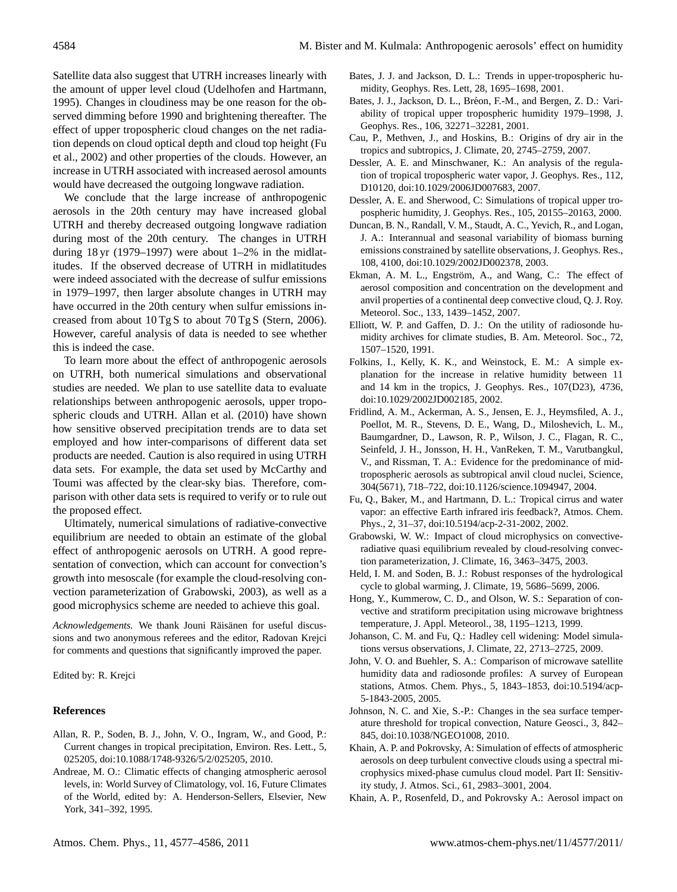Satellite data also suggest that UTRH increases linearly with the amount of upper level cloud (Udelhofen and Hartmann, 1995). Changes in cloudiness may be one reason for the observed dimming before 1990 and brightening thereafter. The effect of upper tropospheric cloud changes on the net radiation depends on cloud optical depth and cloud top height (Fu et al., 2002) and other properties of the clouds. However, an increase in UTRH associated with increased aerosol amounts would have decreased the outgoing longwave radiation.

We conclude that the large increase of anthropogenic aerosols in the 20th century may have increased global UTRH and thereby decreased outgoing longwave radiation during most of the 20th century. The changes in UTRH during 18 yr (1979–1997) were about 1–2% in the midlatitudes. If the observed decrease of UTRH in midlatitudes were indeed associated with the decrease of sulfur emissions in 1979–1997, then larger absolute changes in UTRH may have occurred in the 20th century when sulfur emissions increased from about 10 Tg S to about 70 Tg S (Stern, 2006). However, careful analysis of data is needed to see whether this is indeed the case.

To learn more about the effect of anthropogenic aerosols on UTRH, both numerical simulations and observational studies are needed. We plan to use satellite data to evaluate relationships between anthropogenic aerosols, upper tropospheric clouds and UTRH. Allan et al. (2010) have shown how sensitive observed precipitation trends are to data set employed and how inter-comparisons of different data set products are needed. Caution is also required in using UTRH data sets. For example, the data set used by McCarthy and Toumi was affected by the clear-sky bias. Therefore, comparison with other data sets is required to verify or to rule out the proposed effect.

Ultimately, numerical simulations of radiative-convective equilibrium are needed to obtain an estimate of the global effect of anthropogenic aerosols on UTRH. A good representation of convection, which can account for convection's growth into mesoscale (for example the cloud-resolving convection parameterization of Grabowski, 2003), as well as a good microphysics scheme are needed to achieve this goal.

*Acknowledgements.* We thank Jouni Räisänen for useful discussions and two anonymous referees and the editor, Radovan Krejci for comments and questions that significantly improved the paper.

Edited by: R. Krejci

## References

Allan, R. P., Soden, B. J., John, V. O., Ingram, W., and Good, P.: Current changes in tropical precipitation, Environ. Res. Lett., 5, 025205, doi:10.1088/1748-9326/5/2/025205, 2010.

Andreae, M. O.: Climatic effects of changing atmospheric aerosol levels, in: World Survey of Climatology, vol. 16, Future Climates of the World, edited by: A. Henderson-Sellers, Elsevier, New York, 341–392, 1995.

Bates, J. J. and Jackson, D. L.: Trends in upper-tropospheric humidity, Geophys. Res. Lett, 28, 1695–1698, 2001.

Bates, J. J., Jackson, D. L., Bréon, F.-M., and Bergen, Z. D.: Variability of tropical upper tropospheric humidity 1979–1998, J. Geophys. Res., 106, 32271–32281, 2001.

Cau, P., Methven, J., and Hoskins, B.: Origins of dry air in the tropics and subtropics, J. Climate, 20, 2745–2759, 2007.

Dessler, A. E. and Minschwaner, K.: An analysis of the regulation of tropical tropospheric water vapor, J. Geophys. Res., 112, D10120, doi:10.1029/2006JD007683, 2007.

Dessler, A. E. and Sherwood, C: Simulations of tropical upper tropospheric humidity, J. Geophys. Res., 105, 20155–20163, 2000.

Duncan, B. N., Randall, V. M., Staudt, A. C., Yevich, R., and Logan, J. A.: Interannual and seasonal variability of biomass burning emissions constrained by satellite observations, J. Geophys. Res., 108, 4100, doi:10.1029/2002JD002378, 2003.

Ekman, A. M. L., Engström, A., and Wang, C.: The effect of aerosol composition and concentration on the development and anvil properties of a continental deep convective cloud, Q. J. Roy. Meteorol. Soc., 133, 1439–1452, 2007.

Elliott, W. P. and Gaffen, D. J.: On the utility of radiosonde humidity archives for climate studies, B. Am. Meteorol. Soc., 72, 1507–1520, 1991.

Folkins, I., Kelly, K. K., and Weinstock, E. M.: A simple explanation for the increase in relative humidity between 11 and 14 km in the tropics, J. Geophys. Res., 107(D23), 4736, doi:10.1029/2002JD002185, 2002.

Fridlind, A. M., Ackerman, A. S., Jensen, E. J., Heymsfiled, A. J., Poellot, M. R., Stevens, D. E., Wang, D., Miloshevich, L. M., Baumgardner, D., Lawson, R. P., Wilson, J. C., Flagan, R. C., Seinfeld, J. H., Jonsson, H. H., VanReken, T. M., Varutbangkul, V., and Rissman, T. A.: Evidence for the predominance of mid-tropospheric aerosols as subtropical anvil cloud nuclei, Science, 304(5671), 718–722, doi:10.1126/science.1094947, 2004.

Fu, Q., Baker, M., and Hartmann, D. L.: Tropical cirrus and water vapor: an effective Earth infrared iris feedback?, Atmos. Chem. Phys., 2, 31–37, doi:10.5194/acp-2-31-2002, 2002.

Grabowski, W. W.: Impact of cloud microphysics on convective-radiative quasi equilibrium revealed by cloud-resolving convection parameterization, J. Climate, 16, 3463–3475, 2003.

Held, I. M. and Soden, B. J.: Robust responses of the hydrological cycle to global warming, J. Climate, 19, 5686–5699, 2006.

Hong, Y., Kummerow, C. D., and Olson, W. S.: Separation of convective and stratiform precipitation using microwave brightness temperature, J. Appl. Meteorol., 38, 1195–1213, 1999.

Johanson, C. M. and Fu, Q.: Hadley cell widening: Model simulations versus observations, J. Climate, 22, 2713–2725, 2009.

John, V. O. and Buehler, S. A.: Comparison of microwave satellite humidity data and radiosonde profiles: A survey of European stations, Atmos. Chem. Phys., 5, 1843–1853, doi:10.5194/acp-5-1843-2005, 2005.

Johnson, N. C. and Xie, S.-P.: Changes in the sea surface temperature threshold for tropical convection, Nature Geosci., 3, 842–845, doi:10.1038/NGEO1008, 2010.

Khain, A. P. and Pokrovsky, A: Simulation of effects of atmospheric aerosols on deep turbulent convective clouds using a spectral microphysics mixed-phase cumulus cloud model. Part II: Sensitivity study, J. Atmos. Sci., 61, 2983–3001, 2004.

Khain, A. P., Rosenfeld, D., and Pokrovsky A.: Aerosol impact on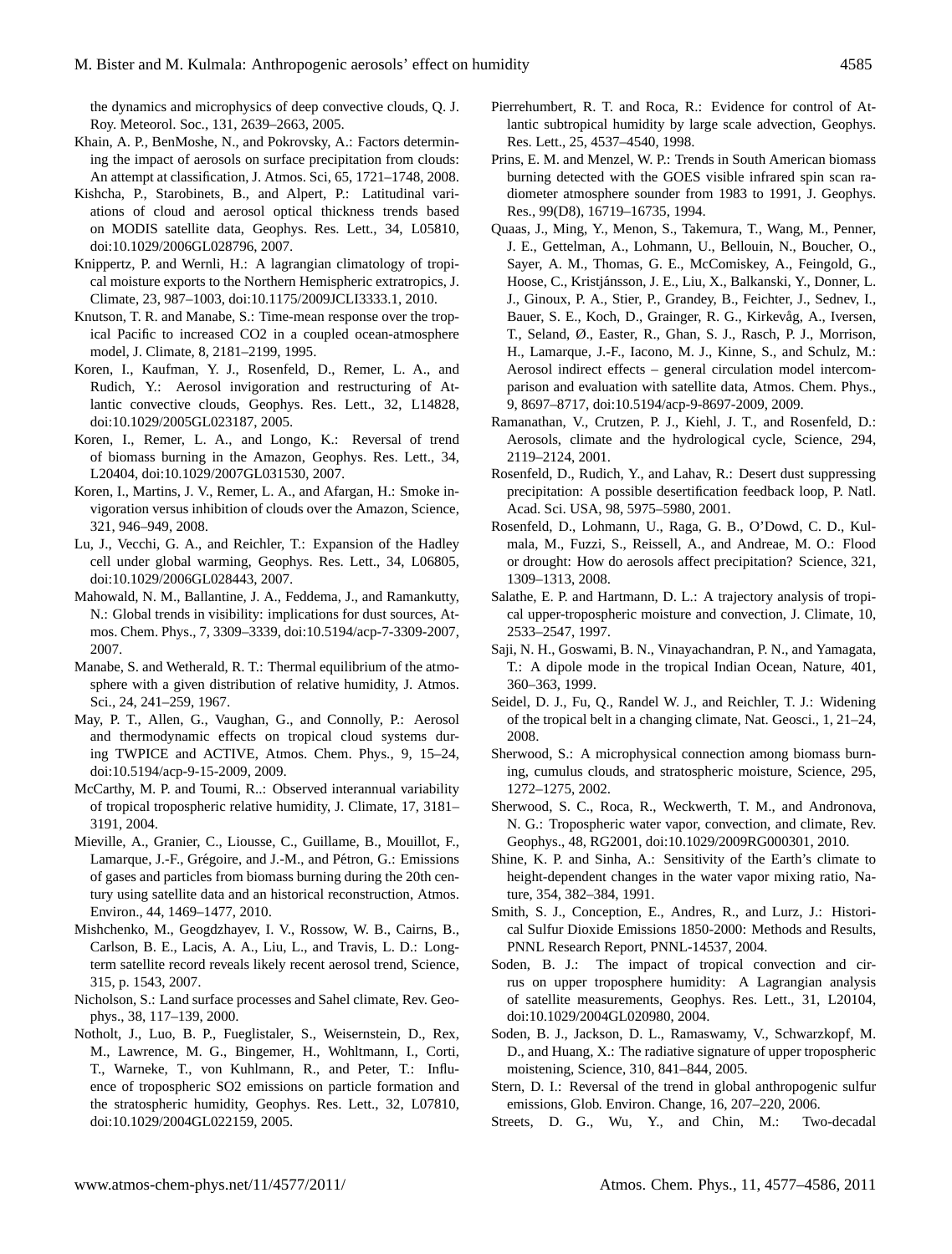the dynamics and microphysics of deep convective clouds, Q. J. Roy. Meteorol. Soc., 131, 2639–2663, 2005.

Khain, A. P., BenMoshe, N., and Pokrovsky, A.: Factors determining the impact of aerosols on surface precipitation from clouds: An attempt at classification, J. Atmos. Sci, 65, 1721–1748, 2008.

Kishcha, P., Starobinets, B., and Alpert, P.: Latitudinal variations of cloud and aerosol optical thickness trends based on MODIS satellite data, Geophys. Res. Lett., 34, L05810, doi:10.1029/2006GL028796, 2007.

Knippertz, P. and Wernli, H.: A lagrangian climatology of tropical moisture exports to the Northern Hemispheric extratropics, J. Climate, 23, 987–1003, doi:10.1175/2009JCLI3333.1, 2010.

Knutson, T. R. and Manabe, S.: Time-mean response over the tropical Pacific to increased CO2 in a coupled ocean-atmosphere model, J. Climate, 8, 2181–2199, 1995.

Koren, I., Kaufman, Y. J., Rosenfeld, D., Remer, L. A., and Rudich, Y.: Aerosol invigoration and restructuring of Atlantic convective clouds, Geophys. Res. Lett., 32, L14828, doi:10.1029/2005GL023187, 2005.

Koren, I., Remer, L. A., and Longo, K.: Reversal of trend of biomass burning in the Amazon, Geophys. Res. Lett., 34, L20404, doi:10.1029/2007GL031530, 2007.

Koren, I., Martins, J. V., Remer, L. A., and Afargan, H.: Smoke invigoration versus inhibition of clouds over the Amazon, Science, 321, 946–949, 2008.

Lu, J., Vecchi, G. A., and Reichler, T.: Expansion of the Hadley cell under global warming, Geophys. Res. Lett., 34, L06805, doi:10.1029/2006GL028443, 2007.

Mahowald, N. M., Ballantine, J. A., Feddema, J., and Ramankutty, N.: Global trends in visibility: implications for dust sources, Atmos. Chem. Phys., 7, 3309–3339, doi:10.5194/acp-7-3309-2007, 2007.

Manabe, S. and Wetherald, R. T.: Thermal equilibrium of the atmosphere with a given distribution of relative humidity, J. Atmos. Sci., 24, 241–259, 1967.

May, P. T., Allen, G., Vaughan, G., and Connolly, P.: Aerosol and thermodynamic effects on tropical cloud systems during TWPICE and ACTIVE, Atmos. Chem. Phys., 9, 15–24, doi:10.5194/acp-9-15-2009, 2009.

McCarthy, M. P. and Toumi, R..: Observed interannual variability of tropical tropospheric relative humidity, J. Climate, 17, 3181–3191, 2004.

Mieville, A., Granier, C., Liousse, C., Guillame, B., Mouillot, F., Lamarque, J.-F., Grégoire, and J.-M., and Pétron, G.: Emissions of gases and particles from biomass burning during the 20th century using satellite data and an historical reconstruction, Atmos. Environ., 44, 1469–1477, 2010.

Mishchenko, M., Geogdzhayev, I. V., Rossow, W. B., Cairns, B., Carlson, B. E., Lacis, A. A., Liu, L., and Travis, L. D.: Long-term satellite record reveals likely recent aerosol trend, Science, 315, p. 1543, 2007.

Nicholson, S.: Land surface processes and Sahel climate, Rev. Geophys., 38, 117–139, 2000.

Notholt, J., Luo, B. P., Fueglistaler, S., Weisernstein, D., Rex, M., Lawrence, M. G., Bingemer, H., Wohltmann, I., Corti, T., Warneke, T., von Kuhlmann, R., and Peter, T.: Influence of tropospheric SO2 emissions on particle formation and the stratospheric humidity, Geophys. Res. Lett., 32, L07810, doi:10.1029/2004GL022159, 2005.

Pierrehumbert, R. T. and Roca, R.: Evidence for control of Atlantic subtropical humidity by large scale advection, Geophys. Res. Lett., 25, 4537–4540, 1998.

Prins, E. M. and Menzel, W. P.: Trends in South American biomass burning detected with the GOES visible infrared spin scan radiometer atmosphere sounder from 1983 to 1991, J. Geophys. Res., 99(D8), 16719–16735, 1994.

Quaas, J., Ming, Y., Menon, S., Takemura, T., Wang, M., Penner, J. E., Gettelman, A., Lohmann, U., Bellouin, N., Boucher, O., Sayer, A. M., Thomas, G. E., McComiskey, A., Feingold, G., Hoose, C., Kristjánsson, J. E., Liu, X., Balkanski, Y., Donner, L. J., Ginoux, P. A., Stier, P., Grandey, B., Feichter, J., Sednev, I., Bauer, S. E., Koch, D., Grainger, R. G., Kirkevåg, A., Iversen, T., Seland, Ø., Easter, R., Ghan, S. J., Rasch, P. J., Morrison, H., Lamarque, J.-F., Iacono, M. J., Kinne, S., and Schulz, M.: Aerosol indirect effects – general circulation model intercomparison and evaluation with satellite data, Atmos. Chem. Phys., 9, 8697–8717, doi:10.5194/acp-9-8697-2009, 2009.

Ramanathan, V., Crutzen, P. J., Kiehl, J. T., and Rosenfeld, D.: Aerosols, climate and the hydrological cycle, Science, 294, 2119–2124, 2001.

Rosenfeld, D., Rudich, Y., and Lahav, R.: Desert dust suppressing precipitation: A possible desertification feedback loop, P. Natl. Acad. Sci. USA, 98, 5975–5980, 2001.

Rosenfeld, D., Lohmann, U., Raga, G. B., O'Dowd, C. D., Kulmala, M., Fuzzi, S., Reissell, A., and Andreae, M. O.: Flood or drought: How do aerosols affect precipitation? Science, 321, 1309–1313, 2008.

Salathe, E. P. and Hartmann, D. L.: A trajectory analysis of tropical upper-tropospheric moisture and convection, J. Climate, 10, 2533–2547, 1997.

Saji, N. H., Goswami, B. N., Vinayachandran, P. N., and Yamagata, T.: A dipole mode in the tropical Indian Ocean, Nature, 401, 360–363, 1999.

Seidel, D. J., Fu, Q., Randel W. J., and Reichler, T. J.: Widening of the tropical belt in a changing climate, Nat. Geosci., 1, 21–24, 2008.

Sherwood, S.: A microphysical connection among biomass burning, cumulus clouds, and stratospheric moisture, Science, 295, 1272–1275, 2002.

Sherwood, S. C., Roca, R., Weckwerth, T. M., and Andronova, N. G.: Tropospheric water vapor, convection, and climate, Rev. Geophys., 48, RG2001, doi:10.1029/2009RG000301, 2010.

Shine, K. P. and Sinha, A.: Sensitivity of the Earth's climate to height-dependent changes in the water vapor mixing ratio, Nature, 354, 382–384, 1991.

Smith, S. J., Conception, E., Andres, R., and Lurz, J.: Historical Sulfur Dioxide Emissions 1850-2000: Methods and Results, PNNL Research Report, PNNL-14537, 2004.

Soden, B. J.: The impact of tropical convection and cirrus on upper troposphere humidity: A Lagrangian analysis of satellite measurements, Geophys. Res. Lett., 31, L20104, doi:10.1029/2004GL020980, 2004.

Soden, B. J., Jackson, D. L., Ramaswamy, V., Schwarzkopf, M. D., and Huang, X.: The radiative signature of upper tropospheric moistening, Science, 310, 841–844, 2005.

Stern, D. I.: Reversal of the trend in global anthropogenic sulfur emissions, Glob. Environ. Change, 16, 207–220, 2006.

Streets, D. G., Wu, Y., and Chin, M.: Two-decadal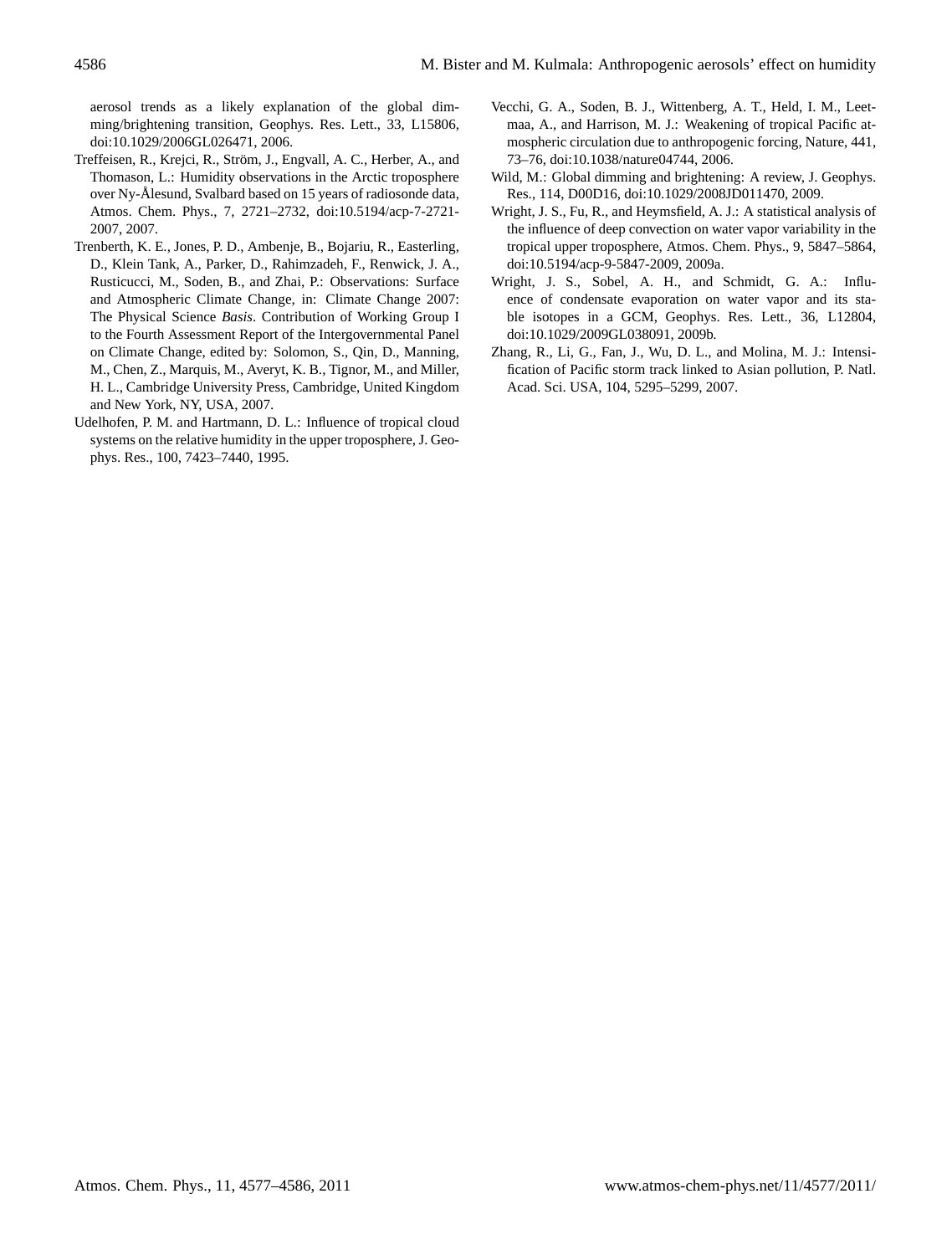aerosol trends as a likely explanation of the global dimming/brightening transition, Geophys. Res. Lett., 33, L15806, doi:10.1029/2006GL026471, 2006.

Treffeisen, R., Krejci, R., Ström, J., Engvall, A. C., Herber, A., and Thomason, L.: Humidity observations in the Arctic troposphere over Ny-Ålesund, Svalbard based on 15 years of radiosonde data, Atmos. Chem. Phys., 7, 2721–2732, doi:10.5194/acp-7-2721-2007, 2007.

Trenberth, K. E., Jones, P. D., Ambenje, B., Bojariu, R., Easterling, D., Klein Tank, A., Parker, D., Rahimzadeh, F., Renwick, J. A., Rusticucci, M., Soden, B., and Zhai, P.: Observations: Surface and Atmospheric Climate Change, in: Climate Change 2007: The Physical Science *Basis*. Contribution of Working Group I to the Fourth Assessment Report of the Intergovernmental Panel on Climate Change, edited by: Solomon, S., Qin, D., Manning, M., Chen, Z., Marquis, M., Averyt, K. B., Tignor, M., and Miller, H. L., Cambridge University Press, Cambridge, United Kingdom and New York, NY, USA, 2007.

Udelhofen, P. M. and Hartmann, D. L.: Influence of tropical cloud systems on the relative humidity in the upper troposphere, J. Geophys. Res., 100, 7423–7440, 1995.

Vecchi, G. A., Soden, B. J., Wittenberg, A. T., Held, I. M., Leetmaa, A., and Harrison, M. J.: Weakening of tropical Pacific atmospheric circulation due to anthropogenic forcing, Nature, 441, 73–76, doi:10.1038/nature04744, 2006.

Wild, M.: Global dimming and brightening: A review, J. Geophys. Res., 114, D00D16, doi:10.1029/2008JD011470, 2009.

Wright, J. S., Fu, R., and Heymsfield, A. J.: A statistical analysis of the influence of deep convection on water vapor variability in the tropical upper troposphere, Atmos. Chem. Phys., 9, 5847–5864, doi:10.5194/acp-9-5847-2009, 2009a.

Wright, J. S., Sobel, A. H., and Schmidt, G. A.: Influence of condensate evaporation on water vapor and its stable isotopes in a GCM, Geophys. Res. Lett., 36, L12804, doi:10.1029/2009GL038091, 2009b.

Zhang, R., Li, G., Fan, J., Wu, D. L., and Molina, M. J.: Intensification of Pacific storm track linked to Asian pollution, P. Natl. Acad. Sci. USA, 104, 5295–5299, 2007.